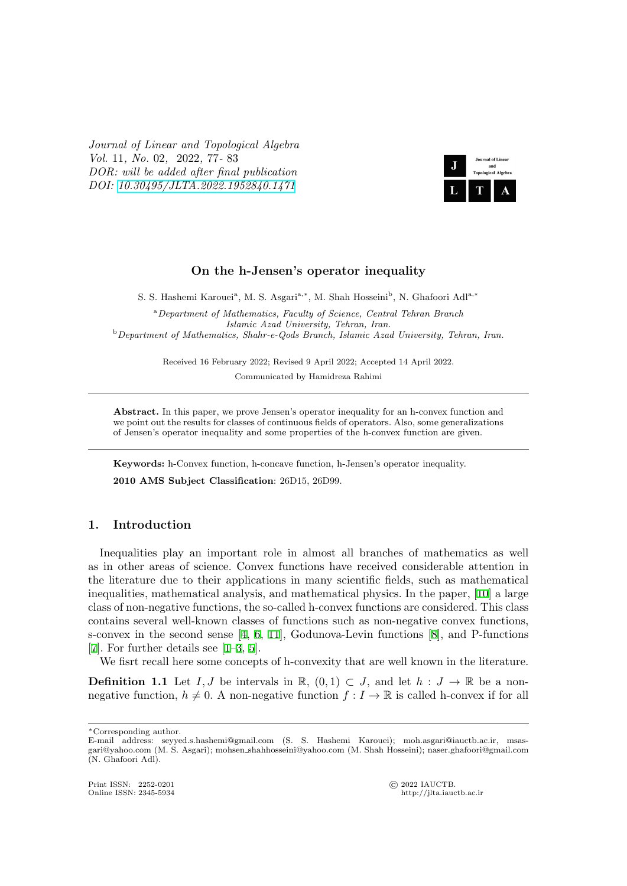# On the h-Jensen's operator inequality

S. S. Hashemi Karouei[a], M. S. Asgari[a,*], M. Shah Hosseini[b], N. Ghafoori Adl[a,*]

[a] *Department of Mathematics, Faculty of Science, Central Tehran Branch Islamic Azad University, Tehran, Iran.*

[b] *Department of Mathematics, Shahr-e-Qods Branch, Islamic Azad University, Tehran, Iran.*

Received 16 February 2022; Revised 9 April 2022; Accepted 14 April 2022.

Communicated by Hamidreza Rahimi

---

**Abstract.** In this paper, we prove Jensen's operator inequality for an h-convex function and we point out the results for classes of continuous fields of operators. Also, some generalizations of Jensen's operator inequality and some properties of the h-convex function are given.

---

**Keywords:** h-Convex function, h-concave function, h-Jensen's operator inequality.

**2010 AMS Subject Classification**: 26D15, 26D99.

## 1. Introduction

Inequalities play an important role in almost all branches of mathematics as well as in other areas of science. Convex functions have received considerable attention in the literature due to their applications in many scientific fields, such as mathematical inequalities, mathematical analysis, and mathematical physics. In the paper, [10] a large class of non-negative functions, the so-called h-convex functions are considered. This class contains several well-known classes of functions such as non-negative convex functions, s-convex in the second sense [4, 6, 11], Godunova-Levin functions [8], and P-functions [7]. For further details see [1–3, 5].

We fisrt recall here some concepts of h-convexity that are well known in the literature.

**Definition 1.1** Let $I, J$ be intervals in $\mathbb{R}$, $(0,1) \subset J$, and let $h : J \to \mathbb{R}$ be a non-negative function, $h \neq 0$. A non-negative function $f : I \to \mathbb{R}$ is called h-convex if for all

---

*Corresponding author.
E-mail address: seyyed.s.hashemi@gmail.com (S. S. Hashemi Karouei); moh.asgari@iauctb.ac.ir, msasgari@yahoo.com (M. S. Asgari); mohsen_shahhosseini@yahoo.com (M. Shah Hosseini); naser.ghafoori@gmail.com (N. Ghafoori Adl).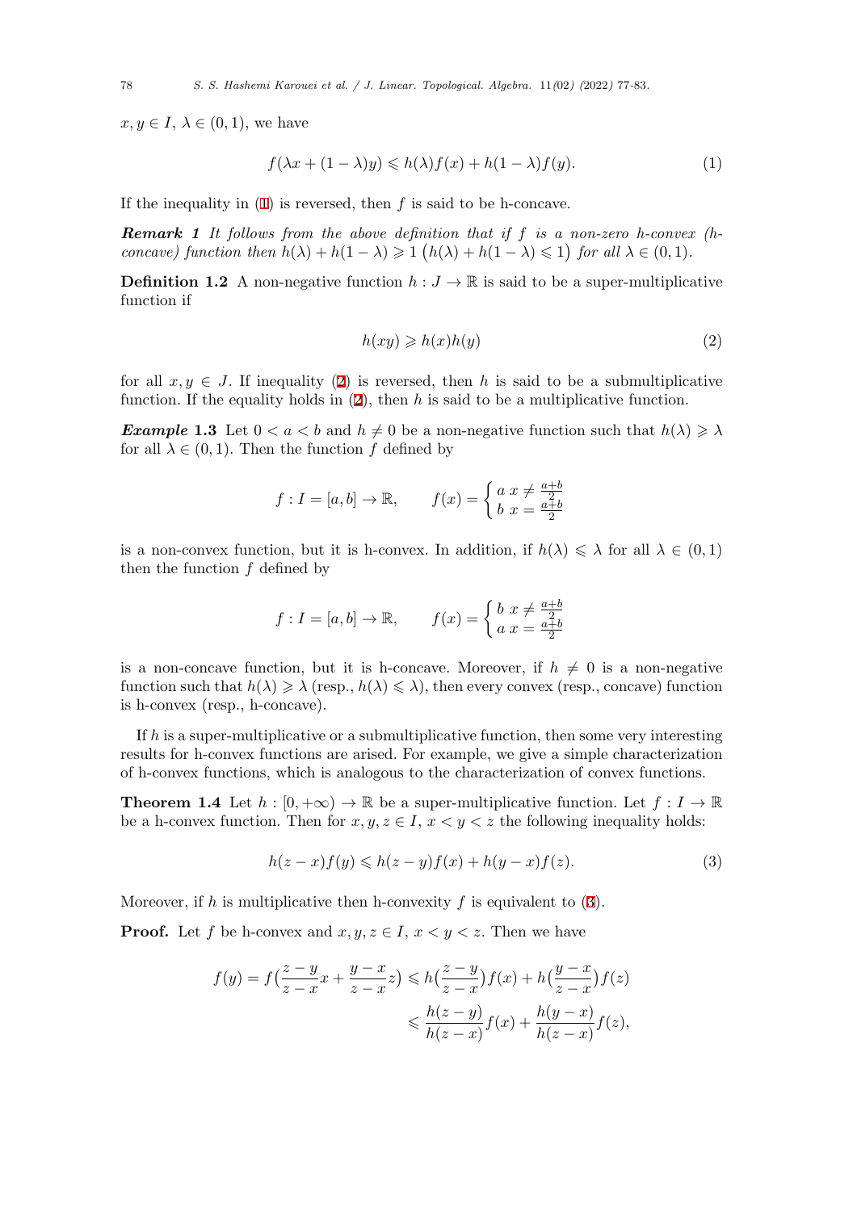$x, y \in I$, $\lambda \in (0,1)$, we have

$$f(\lambda x + (1-\lambda)y) \leqslant h(\lambda)f(x) + h(1-\lambda)f(y). \tag{1}$$

If the inequality in (1) is reversed, then $f$ is said to be h-concave.

***Remark 1*** *It follows from the above definition that if $f$ is a non-zero h-convex (h-concave) function then $h(\lambda) + h(1-\lambda) \geqslant 1$ $\big(h(\lambda) + h(1-\lambda) \leqslant 1\big)$ for all $\lambda \in (0,1)$.*

**Definition 1.2** A non-negative function $h : J \to \mathbb{R}$ is said to be a super-multiplicative function if

$$h(xy) \geqslant h(x)h(y) \tag{2}$$

for all $x, y \in J$. If inequality (2) is reversed, then $h$ is said to be a submultiplicative function. If the equality holds in (2), then $h$ is said to be a multiplicative function.

***Example* 1.3** Let $0 < a < b$ and $h \neq 0$ be a non-negative function such that $h(\lambda) \geqslant \lambda$ for all $\lambda \in (0,1)$. Then the function $f$ defined by

$$f : I = [a,b] \to \mathbb{R}, \qquad f(x) = \begin{cases} a & x \neq \frac{a+b}{2} \\ b & x = \frac{a+b}{2} \end{cases}$$

is a non-convex function, but it is h-convex. In addition, if $h(\lambda) \leqslant \lambda$ for all $\lambda \in (0,1)$ then the function $f$ defined by

$$f : I = [a,b] \to \mathbb{R}, \qquad f(x) = \begin{cases} b & x \neq \frac{a+b}{2} \\ a & x = \frac{a+b}{2} \end{cases}$$

is a non-concave function, but it is h-concave. Moreover, if $h \neq 0$ is a non-negative function such that $h(\lambda) \geqslant \lambda$ (resp., $h(\lambda) \leqslant \lambda$), then every convex (resp., concave) function is h-convex (resp., h-concave).

If $h$ is a super-multiplicative or a submultiplicative function, then some very interesting results for h-convex functions are arised. For example, we give a simple characterization of h-convex functions, which is analogous to the characterization of convex functions.

**Theorem 1.4** Let $h : [0, +\infty) \to \mathbb{R}$ be a super-multiplicative function. Let $f : I \to \mathbb{R}$ be a h-convex function. Then for $x, y, z \in I$, $x < y < z$ the following inequality holds:

$$h(z-x)f(y) \leqslant h(z-y)f(x) + h(y-x)f(z). \tag{3}$$

Moreover, if $h$ is multiplicative then h-convexity $f$ is equivalent to (3).

**Proof.** Let $f$ be h-convex and $x, y, z \in I$, $x < y < z$. Then we have

$$\begin{aligned} f(y) = f\big(\frac{z-y}{z-x}x + \frac{y-x}{z-x}z\big) &\leqslant h\big(\frac{z-y}{z-x}\big)f(x) + h\big(\frac{y-x}{z-x}\big)f(z) \\ &\leqslant \frac{h(z-y)}{h(z-x)}f(x) + \frac{h(y-x)}{h(z-x)}f(z), \end{aligned}$$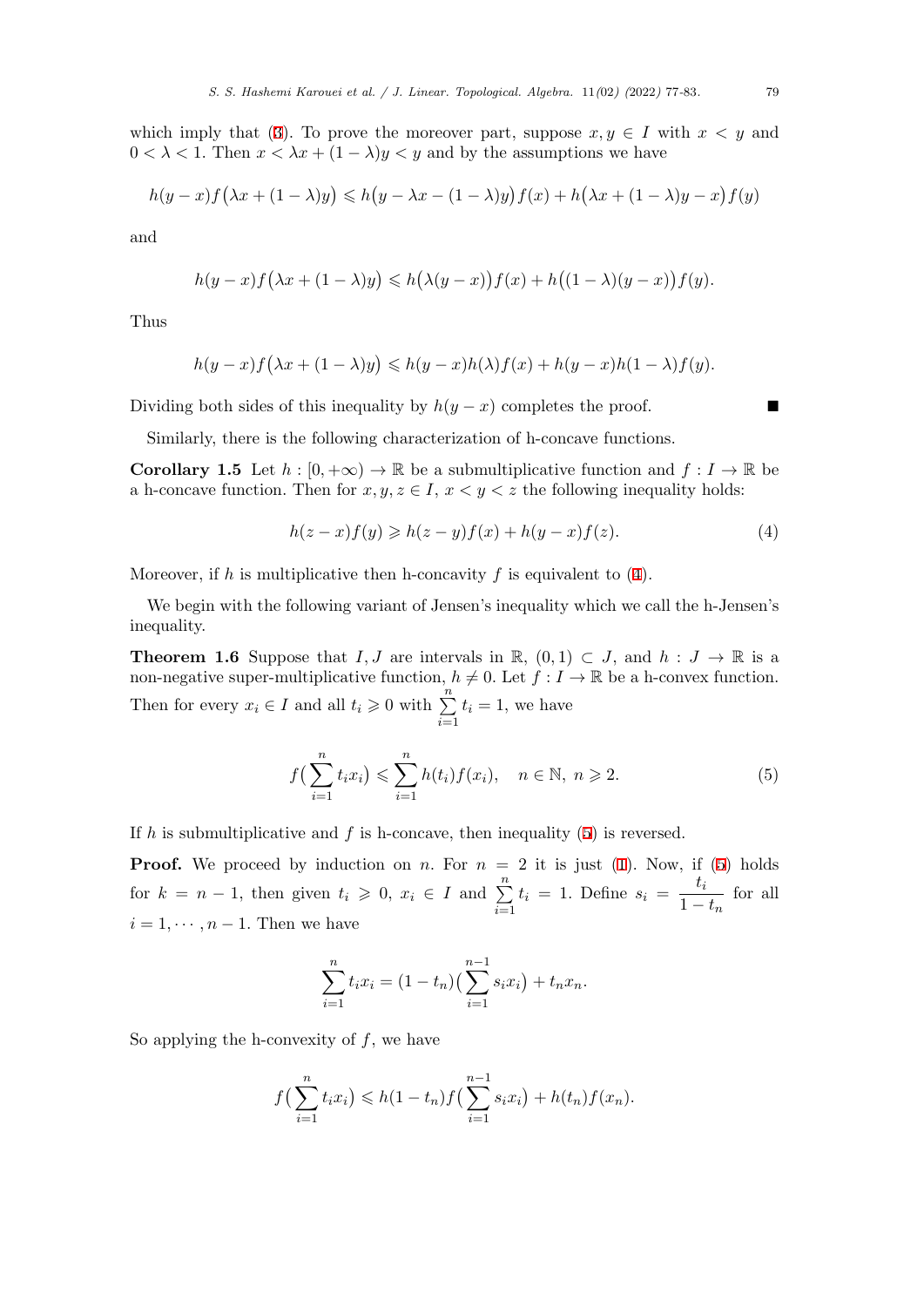which imply that (3). To prove the moreover part, suppose $x, y \in I$ with $x < y$ and $0 < \lambda < 1$. Then $x < \lambda x + (1-\lambda)y < y$ and by the assumptions we have

$$h(y-x)f\big(\lambda x + (1-\lambda)y\big) \leqslant h\big(y - \lambda x - (1-\lambda)y\big)f(x) + h\big(\lambda x + (1-\lambda)y - x\big)f(y)$$

and

$$h(y-x)f\big(\lambda x + (1-\lambda)y\big) \leqslant h\big(\lambda(y-x)\big)f(x) + h\big((1-\lambda)(y-x)\big)f(y).$$

Thus

$$h(y-x)f\big(\lambda x + (1-\lambda)y\big) \leqslant h(y-x)h(\lambda)f(x) + h(y-x)h(1-\lambda)f(y).$$

Dividing both sides of this inequality by $h(y-x)$ completes the proof. ■

Similarly, there is the following characterization of h-concave functions.

**Corollary 1.5** Let $h : [0, +\infty) \to \mathbb{R}$ be a submultiplicative function and $f : I \to \mathbb{R}$ be a h-concave function. Then for $x, y, z \in I$, $x < y < z$ the following inequality holds:

$$h(z-x)f(y) \geqslant h(z-y)f(x) + h(y-x)f(z). \tag{4}$$

Moreover, if $h$ is multiplicative then h-concavity $f$ is equivalent to (4).

We begin with the following variant of Jensen's inequality which we call the h-Jensen's inequality.

**Theorem 1.6** Suppose that $I, J$ are intervals in $\mathbb{R}$, $(0,1) \subset J$, and $h : J \to \mathbb{R}$ is a non-negative super-multiplicative function, $h \neq 0$. Let $f : I \to \mathbb{R}$ be a h-convex function. Then for every $x_i \in I$ and all $t_i \geqslant 0$ with $\sum\limits_{i=1}^{n} t_i = 1$, we have

$$f\big(\sum_{i=1}^{n} t_i x_i\big) \leqslant \sum_{i=1}^{n} h(t_i) f(x_i), \quad n \in \mathbb{N},\ n \geqslant 2. \tag{5}$$

If $h$ is submultiplicative and $f$ is h-concave, then inequality (5) is reversed.

**Proof.** We proceed by induction on $n$. For $n = 2$ it is just (1). Now, if (5) holds for $k = n-1$, then given $t_i \geqslant 0$, $x_i \in I$ and $\sum\limits_{i=1}^{n} t_i = 1$. Define $s_i = \dfrac{t_i}{1 - t_n}$ for all $i = 1, \cdots, n-1$. Then we have

$$\sum_{i=1}^{n} t_i x_i = (1 - t_n)\big(\sum_{i=1}^{n-1} s_i x_i\big) + t_n x_n.$$

So applying the h-convexity of $f$, we have

$$f\big(\sum_{i=1}^{n} t_i x_i\big) \leqslant h(1-t_n) f\big(\sum_{i=1}^{n-1} s_i x_i\big) + h(t_n) f(x_n).$$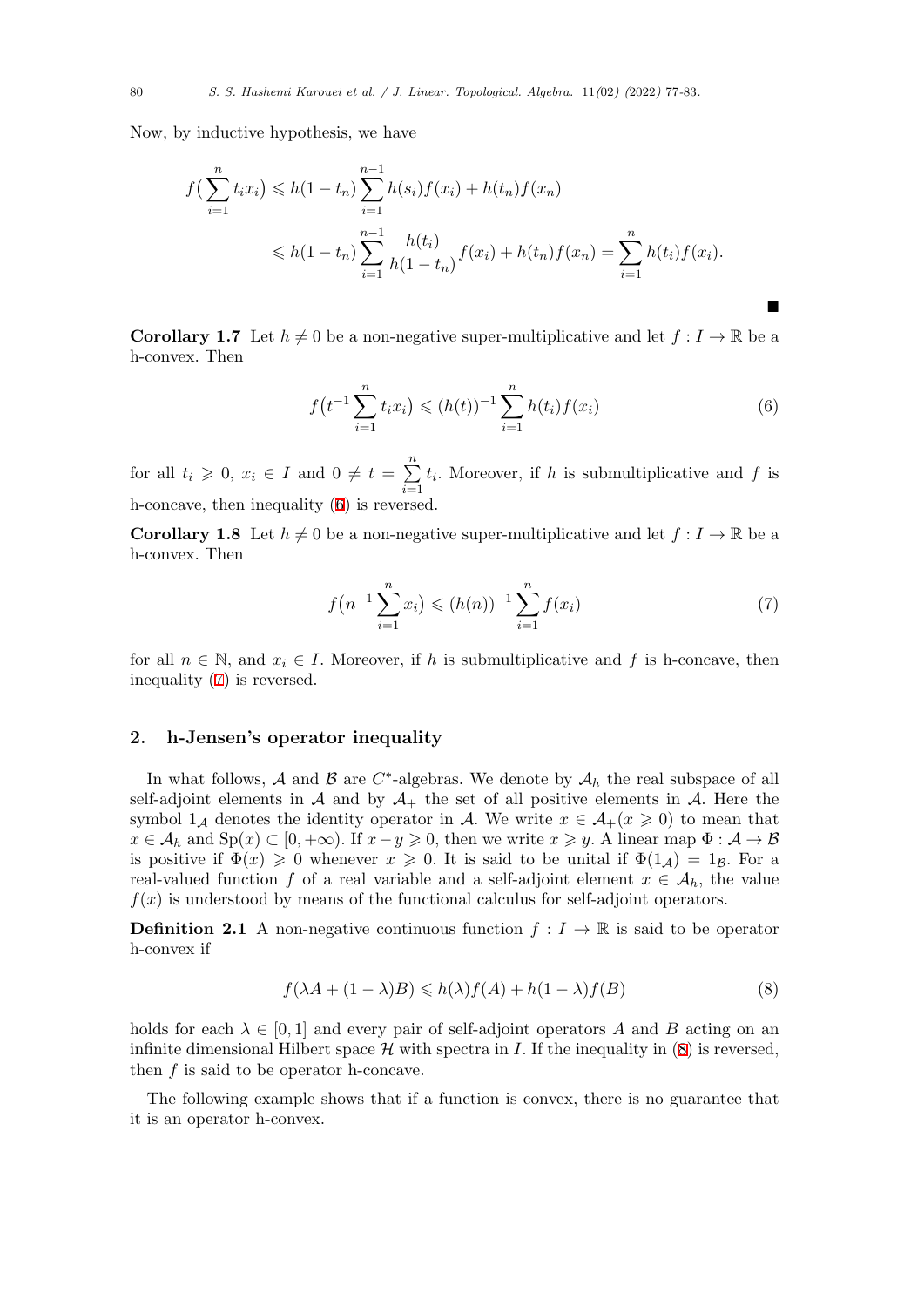Now, by inductive hypothesis, we have

$$
\begin{aligned}
f\big(\sum_{i=1}^{n} t_i x_i\big) &\leqslant h(1-t_n)\sum_{i=1}^{n-1} h(s_i) f(x_i) + h(t_n) f(x_n) \\
&\leqslant h(1-t_n)\sum_{i=1}^{n-1} \frac{h(t_i)}{h(1-t_n)} f(x_i) + h(t_n) f(x_n) = \sum_{i=1}^{n} h(t_i) f(x_i).
\end{aligned}
$$

■

**Corollary 1.7** Let $h \neq 0$ be a non-negative super-multiplicative and let $f : I \to \mathbb{R}$ be a h-convex. Then

$$
f\big(t^{-1}\sum_{i=1}^{n} t_i x_i\big) \leqslant (h(t))^{-1}\sum_{i=1}^{n} h(t_i) f(x_i) \tag{6}
$$

for all $t_i \geqslant 0$, $x_i \in I$ and $0 \neq t = \sum_{i=1}^{n} t_i$. Moreover, if $h$ is submultiplicative and $f$ is h-concave, then inequality (6) is reversed.

**Corollary 1.8** Let $h \neq 0$ be a non-negative super-multiplicative and let $f : I \to \mathbb{R}$ be a h-convex. Then

$$
f\big(n^{-1}\sum_{i=1}^{n} x_i\big) \leqslant (h(n))^{-1}\sum_{i=1}^{n} f(x_i) \tag{7}
$$

for all $n \in \mathbb{N}$, and $x_i \in I$. Moreover, if $h$ is submultiplicative and $f$ is h-concave, then inequality (7) is reversed.

## 2. h-Jensen's operator inequality

In what follows, $\mathcal{A}$ and $\mathcal{B}$ are $C^*$-algebras. We denote by $\mathcal{A}_h$ the real subspace of all self-adjoint elements in $\mathcal{A}$ and by $\mathcal{A}_+$ the set of all positive elements in $\mathcal{A}$. Here the symbol $1_{\mathcal{A}}$ denotes the identity operator in $\mathcal{A}$. We write $x \in \mathcal{A}_+ (x \geqslant 0)$ to mean that $x \in \mathcal{A}_h$ and $\mathrm{Sp}(x) \subset [0, +\infty)$. If $x - y \geqslant 0$, then we write $x \geqslant y$. A linear map $\Phi : \mathcal{A} \to \mathcal{B}$ is positive if $\Phi(x) \geqslant 0$ whenever $x \geqslant 0$. It is said to be unital if $\Phi(1_{\mathcal{A}}) = 1_{\mathcal{B}}$. For a real-valued function $f$ of a real variable and a self-adjoint element $x \in \mathcal{A}_h$, the value $f(x)$ is understood by means of the functional calculus for self-adjoint operators.

**Definition 2.1** A non-negative continuous function $f : I \to \mathbb{R}$ is said to be operator h-convex if

$$
f(\lambda A + (1-\lambda)B) \leqslant h(\lambda) f(A) + h(1-\lambda) f(B) \tag{8}
$$

holds for each $\lambda \in [0, 1]$ and every pair of self-adjoint operators $A$ and $B$ acting on an infinite dimensional Hilbert space $\mathcal{H}$ with spectra in $I$. If the inequality in (8) is reversed, then $f$ is said to be operator h-concave.

The following example shows that if a function is convex, there is no guarantee that it is an operator h-convex.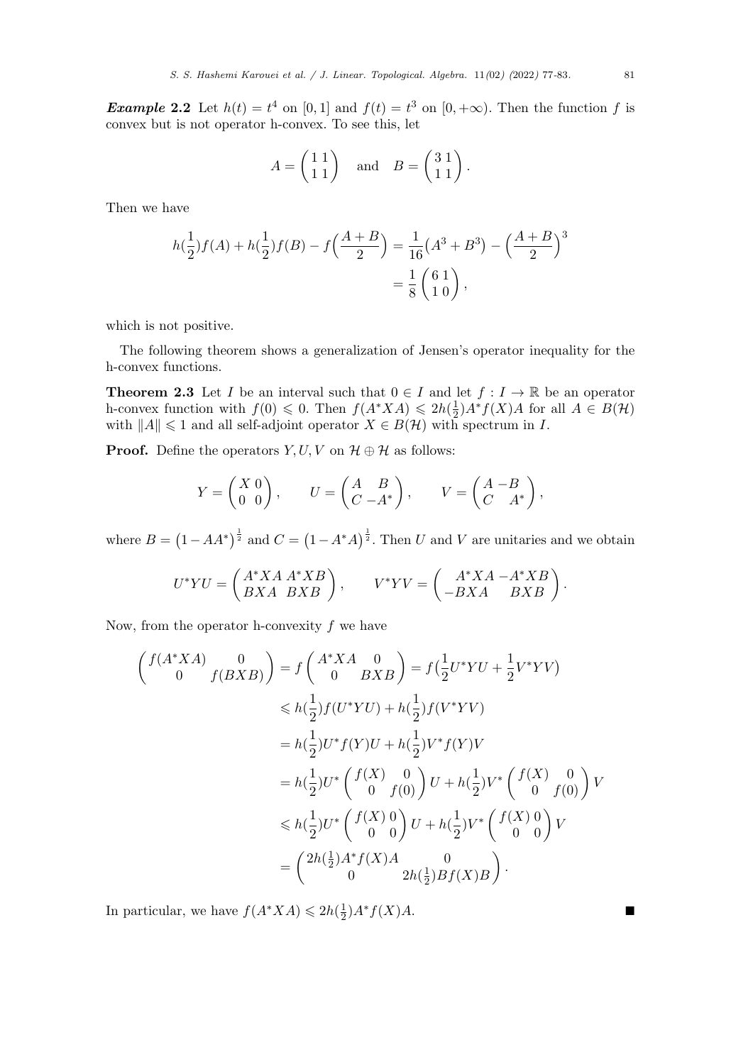***Example 2.2*** Let $h(t) = t^4$ on $[0,1]$ and $f(t) = t^3$ on $[0,+\infty)$. Then the function $f$ is convex but is not operator h-convex. To see this, let

$$A = \begin{pmatrix} 1 & 1 \\ 1 & 1 \end{pmatrix} \quad \text{and} \quad B = \begin{pmatrix} 3 & 1 \\ 1 & 1 \end{pmatrix}.$$

Then we have

$$\begin{aligned} h(\frac{1}{2})f(A) + h(\frac{1}{2})f(B) - f\Big(\frac{A+B}{2}\Big) &= \frac{1}{16}\big(A^3 + B^3\big) - \Big(\frac{A+B}{2}\Big)^3 \\ &= \frac{1}{8}\begin{pmatrix} 6 & 1 \\ 1 & 0 \end{pmatrix}, \end{aligned}$$

which is not positive.

The following theorem shows a generalization of Jensen's operator inequality for the h-convex functions.

**Theorem 2.3** Let $I$ be an interval such that $0 \in I$ and let $f : I \to \mathbb{R}$ be an operator h-convex function with $f(0) \leqslant 0$. Then $f(A^*XA) \leqslant 2h(\frac{1}{2})A^*f(X)A$ for all $A \in B(\mathcal{H})$ with $\|A\| \leqslant 1$ and all self-adjoint operator $X \in B(\mathcal{H})$ with spectrum in $I$.

**Proof.** Define the operators $Y, U, V$ on $\mathcal{H} \oplus \mathcal{H}$ as follows:

$$Y = \begin{pmatrix} X & 0 \\ 0 & 0 \end{pmatrix}, \qquad U = \begin{pmatrix} A & B \\ C & -A^* \end{pmatrix}, \qquad V = \begin{pmatrix} A & -B \\ C & A^* \end{pmatrix},$$

where $B = \big(1 - AA^*\big)^{\frac{1}{2}}$ and $C = \big(1 - A^*A\big)^{\frac{1}{2}}$. Then $U$ and $V$ are unitaries and we obtain

$$U^*YU = \begin{pmatrix} A^*XA & A^*XB \\ BXA & BXB \end{pmatrix}, \qquad V^*YV = \begin{pmatrix} A^*XA & -A^*XB \\ -BXA & BXB \end{pmatrix}.$$

Now, from the operator h-convexity $f$ we have

$$\begin{aligned} \begin{pmatrix} f(A^*XA) & 0 \\ 0 & f(BXB) \end{pmatrix} &= f\begin{pmatrix} A^*XA & 0 \\ 0 & BXB \end{pmatrix} = f\big(\frac{1}{2}U^*YU + \frac{1}{2}V^*YV\big) \\ &\leqslant h(\frac{1}{2})f(U^*YU) + h(\frac{1}{2})f(V^*YV) \\ &= h(\frac{1}{2})U^*f(Y)U + h(\frac{1}{2})V^*f(Y)V \\ &= h(\frac{1}{2})U^*\begin{pmatrix} f(X) & 0 \\ 0 & f(0) \end{pmatrix}U + h(\frac{1}{2})V^*\begin{pmatrix} f(X) & 0 \\ 0 & f(0) \end{pmatrix}V \\ &\leqslant h(\frac{1}{2})U^*\begin{pmatrix} f(X) & 0 \\ 0 & 0 \end{pmatrix}U + h(\frac{1}{2})V^*\begin{pmatrix} f(X) & 0 \\ 0 & 0 \end{pmatrix}V \\ &= \begin{pmatrix} 2h(\frac{1}{2})A^*f(X)A & 0 \\ 0 & 2h(\frac{1}{2})Bf(X)B \end{pmatrix}. \end{aligned}$$

In particular, we have $f(A^*XA) \leqslant 2h(\frac{1}{2})A^*f(X)A$. ∎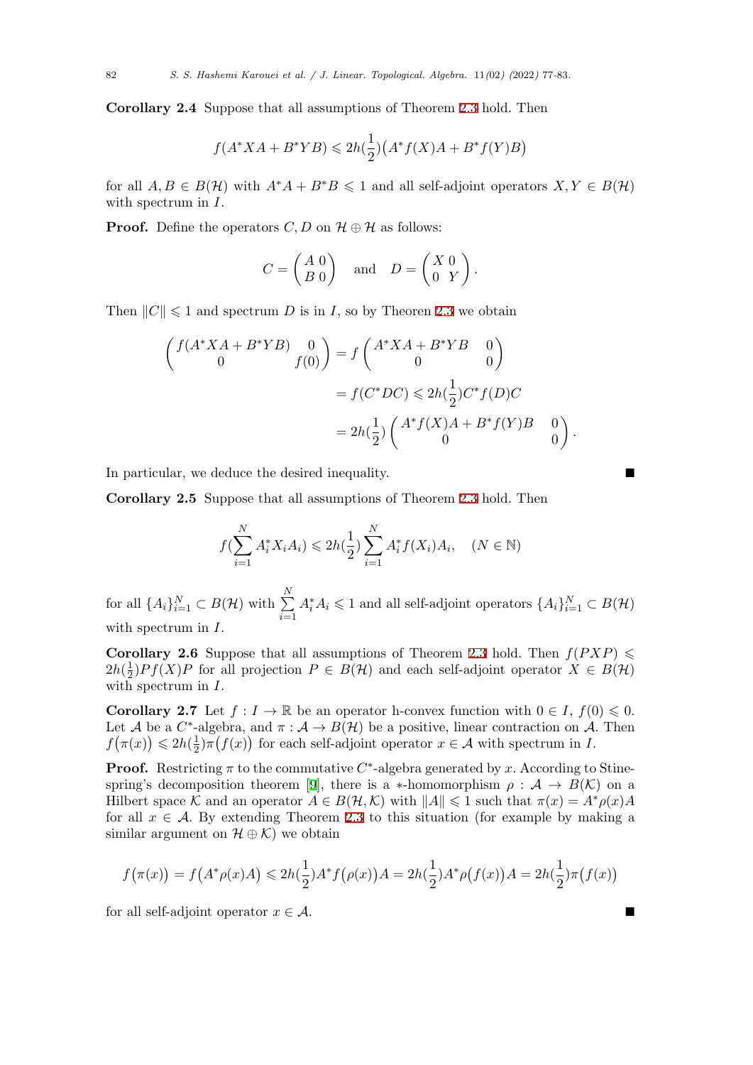**Corollary 2.4** Suppose that all assumptions of Theorem 2.3 hold. Then

$$f(A^*XA + B^*YB) \leqslant 2h(\frac{1}{2})\big(A^*f(X)A + B^*f(Y)B\big)$$

for all $A, B \in B(\mathcal{H})$ with $A^*A + B^*B \leqslant 1$ and all self-adjoint operators $X, Y \in B(\mathcal{H})$ with spectrum in $I$.

**Proof.** Define the operators $C, D$ on $\mathcal{H} \oplus \mathcal{H}$ as follows:

$$C = \begin{pmatrix} A & 0 \\ B & 0 \end{pmatrix} \quad \text{and} \quad D = \begin{pmatrix} X & 0 \\ 0 & Y \end{pmatrix}.$$

Then $\|C\| \leqslant 1$ and spectrum $D$ is in $I$, so by Theoren 2.3 we obtain

$$\begin{aligned}
\begin{pmatrix} f(A^*XA + B^*YB) & 0 \\ 0 & f(0) \end{pmatrix} &= f\begin{pmatrix} A^*XA + B^*YB & 0 \\ 0 & 0 \end{pmatrix} \\
&= f(C^*DC) \leqslant 2h(\frac{1}{2})C^*f(D)C \\
&= 2h(\frac{1}{2})\begin{pmatrix} A^*f(X)A + B^*f(Y)B & 0 \\ 0 & 0 \end{pmatrix}.
\end{aligned}$$

In particular, we deduce the desired inequality. ■

**Corollary 2.5** Suppose that all assumptions of Theorem 2.3 hold. Then

$$f(\sum_{i=1}^{N} A_i^*X_iA_i) \leqslant 2h(\frac{1}{2})\sum_{i=1}^{N} A_i^*f(X_i)A_i, \quad (N \in \mathbb{N})$$

for all $\{A_i\}_{i=1}^N \subset B(\mathcal{H})$ with $\sum_{i=1}^{N} A_i^*A_i \leqslant 1$ and all self-adjoint operators $\{A_i\}_{i=1}^N \subset B(\mathcal{H})$ with spectrum in $I$.

**Corollary 2.6** Suppose that all assumptions of Theorem 2.3 hold. Then $f(PXP) \leqslant 2h(\frac{1}{2})Pf(X)P$ for all projection $P \in B(\mathcal{H})$ and each self-adjoint operator $X \in B(\mathcal{H})$ with spectrum in $I$.

**Corollary 2.7** Let $f : I \to \mathbb{R}$ be an operator h-convex function with $0 \in I$, $f(0) \leqslant 0$. Let $\mathcal{A}$ be a $C^*$-algebra, and $\pi : \mathcal{A} \to B(\mathcal{H})$ be a positive, linear contraction on $\mathcal{A}$. Then $f\big(\pi(x)\big) \leqslant 2h(\frac{1}{2})\pi\big(f(x)\big)$ for each self-adjoint operator $x \in \mathcal{A}$ with spectrum in $I$.

**Proof.** Restricting $\pi$ to the commutative $C^*$-algebra generated by $x$. According to Stinespring's decomposition theorem [9], there is a $*$-homomorphism $\rho : \mathcal{A} \to B(\mathcal{K})$ on a Hilbert space $\mathcal{K}$ and an operator $A \in B(\mathcal{H}, \mathcal{K})$ with $\|A\| \leqslant 1$ such that $\pi(x) = A^*\rho(x)A$ for all $x \in \mathcal{A}$. By extending Theorem 2.3 to this situation (for example by making a similar argument on $\mathcal{H} \oplus \mathcal{K}$) we obtain

$$f\big(\pi(x)\big) = f\big(A^*\rho(x)A\big) \leqslant 2h(\frac{1}{2})A^*f\big(\rho(x)\big)A = 2h(\frac{1}{2})A^*\rho\big(f(x)\big)A = 2h(\frac{1}{2})\pi\big(f(x)\big)$$

for all self-adjoint operator $x \in \mathcal{A}$. ■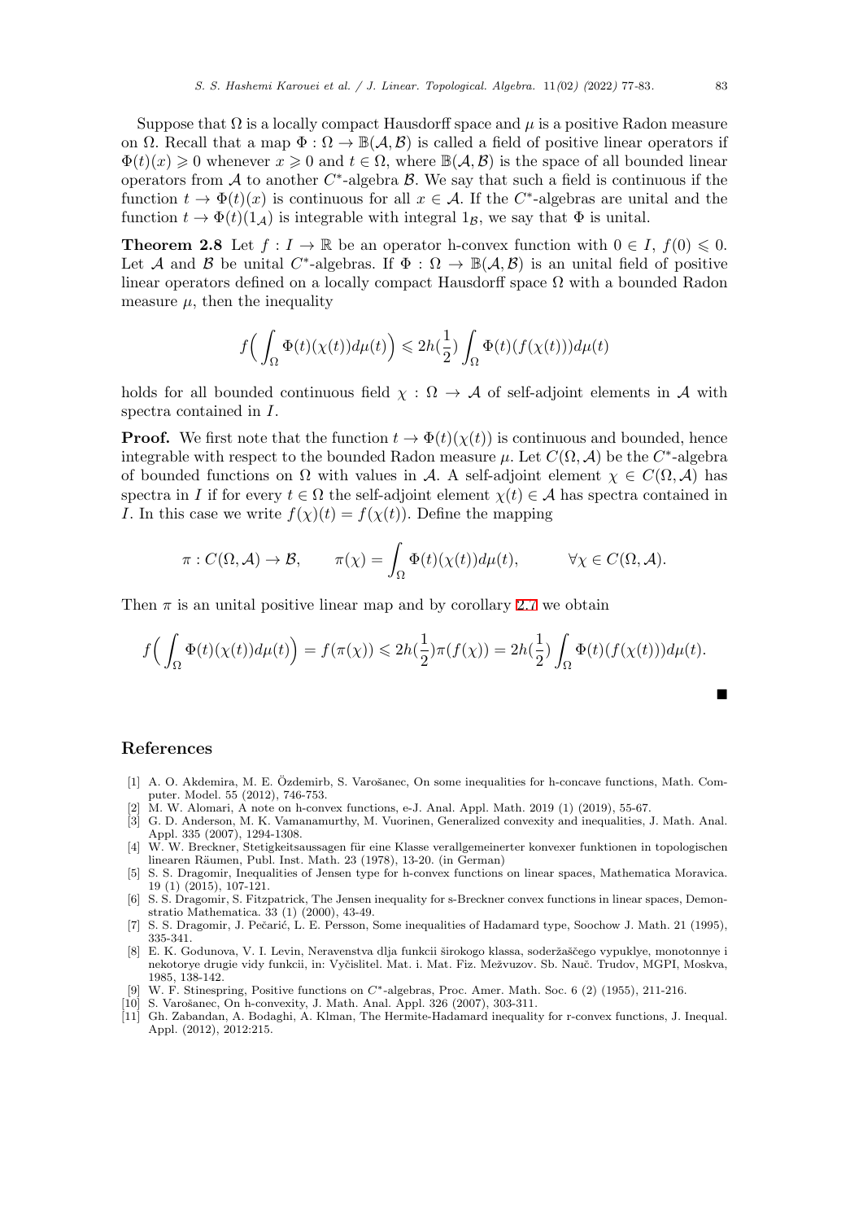Suppose that $\Omega$ is a locally compact Hausdorff space and $\mu$ is a positive Radon measure on $\Omega$. Recall that a map $\Phi : \Omega \to \mathbb{B}(\mathcal{A}, \mathcal{B})$ is called a field of positive linear operators if $\Phi(t)(x) \geqslant 0$ whenever $x \geqslant 0$ and $t \in \Omega$, where $\mathbb{B}(\mathcal{A}, \mathcal{B})$ is the space of all bounded linear operators from $\mathcal{A}$ to another $C^*$-algebra $\mathcal{B}$. We say that such a field is continuous if the function $t \to \Phi(t)(x)$ is continuous for all $x \in \mathcal{A}$. If the $C^*$-algebras are unital and the function $t \to \Phi(t)(1_{\mathcal{A}})$ is integrable with integral $1_{\mathcal{B}}$, we say that $\Phi$ is unital.

**Theorem 2.8** Let $f : I \to \mathbb{R}$ be an operator h-convex function with $0 \in I$, $f(0) \leqslant 0$. Let $\mathcal{A}$ and $\mathcal{B}$ be unital $C^*$-algebras. If $\Phi : \Omega \to \mathbb{B}(\mathcal{A}, \mathcal{B})$ is an unital field of positive linear operators defined on a locally compact Hausdorff space $\Omega$ with a bounded Radon measure $\mu$, then the inequality

$$f\Big(\int_{\Omega} \Phi(t)(\chi(t))d\mu(t)\Big) \leqslant 2h(\frac{1}{2}) \int_{\Omega} \Phi(t)(f(\chi(t)))d\mu(t)$$

holds for all bounded continuous field $\chi : \Omega \to \mathcal{A}$ of self-adjoint elements in $\mathcal{A}$ with spectra contained in $I$.

**Proof.** We first note that the function $t \to \Phi(t)(\chi(t))$ is continuous and bounded, hence integrable with respect to the bounded Radon measure $\mu$. Let $C(\Omega, \mathcal{A})$ be the $C^*$-algebra of bounded functions on $\Omega$ with values in $\mathcal{A}$. A self-adjoint element $\chi \in C(\Omega, \mathcal{A})$ has spectra in $I$ if for every $t \in \Omega$ the self-adjoint element $\chi(t) \in \mathcal{A}$ has spectra contained in $I$. In this case we write $f(\chi)(t) = f(\chi(t))$. Define the mapping

$$\pi : C(\Omega, \mathcal{A}) \to \mathcal{B}, \qquad \pi(\chi) = \int_{\Omega} \Phi(t)(\chi(t))d\mu(t), \qquad \forall \chi \in C(\Omega, \mathcal{A}).$$

Then $\pi$ is an unital positive linear map and by corollary 2.7 we obtain

$$f\Big(\int_{\Omega} \Phi(t)(\chi(t))d\mu(t)\Big) = f(\pi(\chi)) \leqslant 2h(\frac{1}{2})\pi(f(\chi)) = 2h(\frac{1}{2}) \int_{\Omega} \Phi(t)(f(\chi(t)))d\mu(t).$$

■

## References

[1] A. O. Akdemira, M. E. Özdemirb, S. Varošanec, On some inequalities for h-concave functions, Math. Computer. Model. 55 (2012), 746-753.

[2] M. W. Alomari, A note on h-convex functions, e-J. Anal. Appl. Math. 2019 (1) (2019), 55-67.

[3] G. D. Anderson, M. K. Vamanamurthy, M. Vuorinen, Generalized convexity and inequalities, J. Math. Anal. Appl. 335 (2007), 1294-1308.

[4] W. W. Breckner, Stetigkeitsaussagen für eine Klasse verallgemeinerter konvexer funktionen in topologischen linearen Räumen, Publ. Inst. Math. 23 (1978), 13-20. (in German)

[5] S. S. Dragomir, Inequalities of Jensen type for h-convex functions on linear spaces, Mathematica Moravica. 19 (1) (2015), 107-121.

[6] S. S. Dragomir, S. Fitzpatrick, The Jensen inequality for s-Breckner convex functions in linear spaces, Demonstratio Mathematica. 33 (1) (2000), 43-49.

[7] S. S. Dragomir, J. Pečarić, L. E. Persson, Some inequalities of Hadamard type, Soochow J. Math. 21 (1995), 335-341.

[8] E. K. Godunova, V. I. Levin, Neravenstva dlja funkcii širokogo klassa, soderžaščego vypuklye, monotonnye i nekotorye drugie vidy funkcii, in: Vyčislitel. Mat. i. Mat. Fiz. Mežvuzov. Sb. Nauč. Trudov, MGPI, Moskva, 1985, 138-142.

[9] W. F. Stinespring, Positive functions on $C^*$-algebras, Proc. Amer. Math. Soc. 6 (2) (1955), 211-216.

[10] S. Varošanec, On h-convexity, J. Math. Anal. Appl. 326 (2007), 303-311.

[11] Gh. Zabandan, A. Bodaghi, A. Klman, The Hermite-Hadamard inequality for r-convex functions, J. Inequal. Appl. (2012), 2012:215.